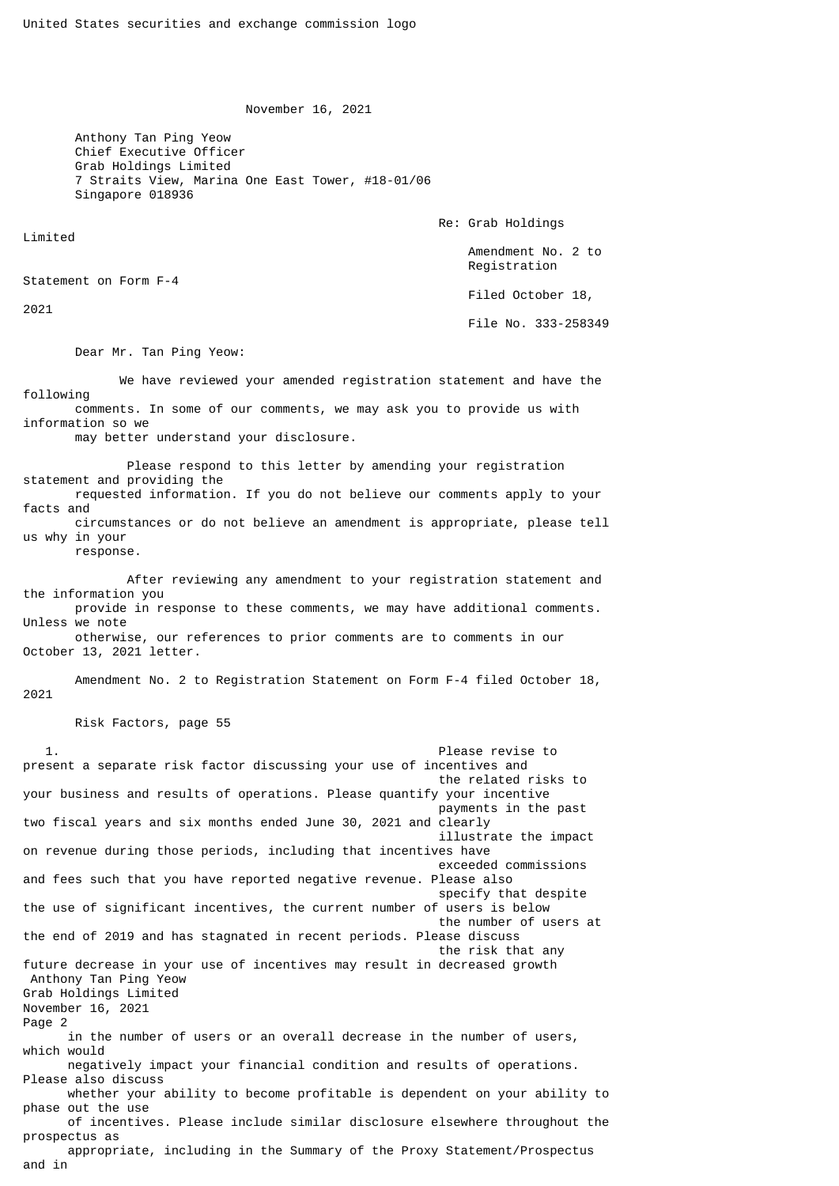United States securities and exchange commission logo

November 16, 2021

Anthony Tan Ping Yeow
Chief Executive Officer
Grab Holdings Limited
7 Straits View, Marina One East Tower, #18-01/06
Singapore 018936

Re: Grab Holdings Limited
Amendment No. 2 to Registration Statement on Form F-4
Filed October 18, 2021
File No. 333-258349

Dear Mr. Tan Ping Yeow:

We have reviewed your amended registration statement and have the following comments. In some of our comments, we may ask you to provide us with information so we may better understand your disclosure.

Please respond to this letter by amending your registration statement and providing the requested information. If you do not believe our comments apply to your facts and circumstances or do not believe an amendment is appropriate, please tell us why in your response.

After reviewing any amendment to your registration statement and the information you provide in response to these comments, we may have additional comments. Unless we note otherwise, our references to prior comments are to comments in our October 13, 2021 letter.

Amendment No. 2 to Registration Statement on Form F-4 filed October 18, 2021

Risk Factors, page 55

1. Please revise to present a separate risk factor discussing your use of incentives and the related risks to your business and results of operations. Please quantify your incentive payments in the past two fiscal years and six months ended June 30, 2021 and clearly illustrate the impact on revenue during those periods, including that incentives have exceeded commissions and fees such that you have reported negative revenue. Please also specify that despite the use of significant incentives, the current number of users is below the number of users at the end of 2019 and has stagnated in recent periods. Please discuss the risk that any future decrease in your use of incentives may result in decreased growth in the number of users or an overall decrease in the number of users, which would negatively impact your financial condition and results of operations. Please also discuss whether your ability to become profitable is dependent on your ability to phase out the use of incentives. Please include similar disclosure elsewhere throughout the prospectus as appropriate, including in the Summary of the Proxy Statement/Prospectus and in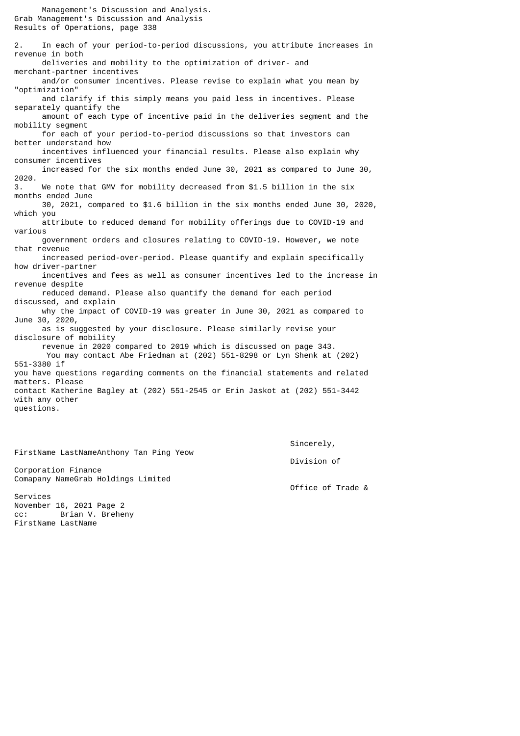Management's Discussion and Analysis.

Grab Management's Discussion and Analysis

Results of Operations, page 338

2. In each of your period-to-period discussions, you attribute increases in revenue in both deliveries and mobility to the optimization of driver- and merchant-partner incentives and/or consumer incentives. Please revise to explain what you mean by "optimization" and clarify if this simply means you paid less in incentives. Please separately quantify the amount of each type of incentive paid in the deliveries segment and the mobility segment for each of your period-to-period discussions so that investors can better understand how incentives influenced your financial results. Please also explain why consumer incentives increased for the six months ended June 30, 2021 as compared to June 30, 2020.

3. We note that GMV for mobility decreased from $1.5 billion in the six months ended June 30, 2021, compared to $1.6 billion in the six months ended June 30, 2020, which you attribute to reduced demand for mobility offerings due to COVID-19 and various government orders and closures relating to COVID-19. However, we note that revenue increased period-over-period. Please quantify and explain specifically how driver-partner incentives and fees as well as consumer incentives led to the increase in revenue despite reduced demand. Please also quantify the demand for each period discussed, and explain why the impact of COVID-19 was greater in June 30, 2021 as compared to June 30, 2020, as is suggested by your disclosure. Please similarly revise your disclosure of mobility revenue in 2020 compared to 2019 which is discussed on page 343.

You may contact Abe Friedman at (202) 551-8298 or Lyn Shenk at (202) 551-3380 if you have questions regarding comments on the financial statements and related matters. Please contact Katherine Bagley at (202) 551-2545 or Erin Jaskot at (202) 551-3442 with any other questions.

Sincerely,

Division of Corporation Finance

Office of Trade & Services

cc: Brian V. Breheny